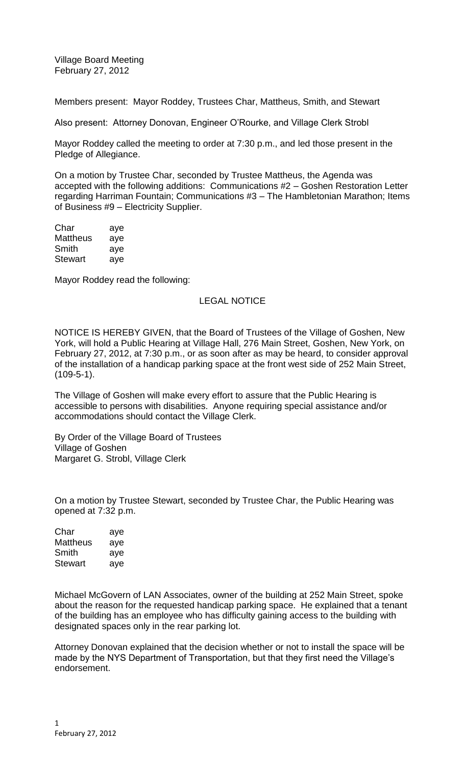Village Board Meeting
February 27, 2012

Members present: Mayor Roddey, Trustees Char, Mattheus, Smith, and Stewart

Also present: Attorney Donovan, Engineer O'Rourke, and Village Clerk Strobl

Mayor Roddey called the meeting to order at 7:30 p.m., and led those present in the Pledge of Allegiance.

On a motion by Trustee Char, seconded by Trustee Mattheus, the Agenda was accepted with the following additions: Communications #2 – Goshen Restoration Letter regarding Harriman Fountain; Communications #3 – The Hambletonian Marathon; Items of Business #9 – Electricity Supplier.

| | |
|---|---|
| Char | aye |
| Mattheus | aye |
| Smith | aye |
| Stewart | aye |

Mayor Roddey read the following:

LEGAL NOTICE

NOTICE IS HEREBY GIVEN, that the Board of Trustees of the Village of Goshen, New York, will hold a Public Hearing at Village Hall, 276 Main Street, Goshen, New York, on February 27, 2012, at 7:30 p.m., or as soon after as may be heard, to consider approval of the installation of a handicap parking space at the front west side of 252 Main Street, (109-5-1).

The Village of Goshen will make every effort to assure that the Public Hearing is accessible to persons with disabilities. Anyone requiring special assistance and/or accommodations should contact the Village Clerk.

By Order of the Village Board of Trustees
Village of Goshen
Margaret G. Strobl, Village Clerk

On a motion by Trustee Stewart, seconded by Trustee Char, the Public Hearing was opened at 7:32 p.m.

| | |
|---|---|
| Char | aye |
| Mattheus | aye |
| Smith | aye |
| Stewart | aye |

Michael McGovern of LAN Associates, owner of the building at 252 Main Street, spoke about the reason for the requested handicap parking space. He explained that a tenant of the building has an employee who has difficulty gaining access to the building with designated spaces only in the rear parking lot.

Attorney Donovan explained that the decision whether or not to install the space will be made by the NYS Department of Transportation, but that they first need the Village's endorsement.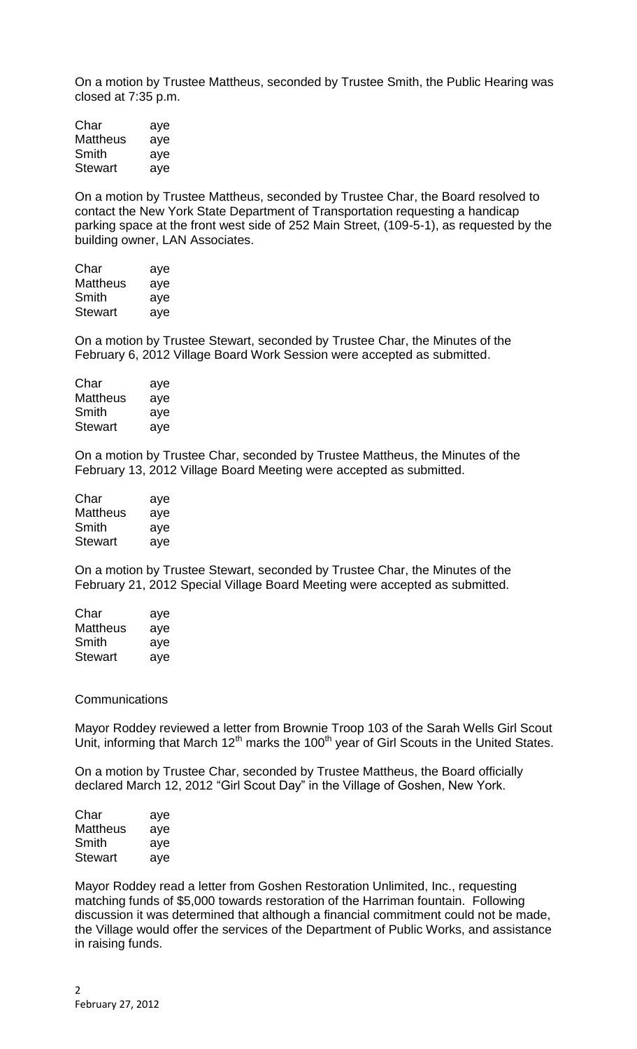On a motion by Trustee Mattheus, seconded by Trustee Smith, the Public Hearing was closed at 7:35 p.m.

| | |
|---|---|
| Char | aye |
| Mattheus | aye |
| Smith | aye |
| Stewart | aye |

On a motion by Trustee Mattheus, seconded by Trustee Char, the Board resolved to contact the New York State Department of Transportation requesting a handicap parking space at the front west side of 252 Main Street, (109-5-1), as requested by the building owner, LAN Associates.

| | |
|---|---|
| Char | aye |
| Mattheus | aye |
| Smith | aye |
| Stewart | aye |

On a motion by Trustee Stewart, seconded by Trustee Char, the Minutes of the February 6, 2012 Village Board Work Session were accepted as submitted.

| | |
|---|---|
| Char | aye |
| Mattheus | aye |
| Smith | aye |
| Stewart | aye |

On a motion by Trustee Char, seconded by Trustee Mattheus, the Minutes of the February 13, 2012 Village Board Meeting were accepted as submitted.

| | |
|---|---|
| Char | aye |
| Mattheus | aye |
| Smith | aye |
| Stewart | aye |

On a motion by Trustee Stewart, seconded by Trustee Char, the Minutes of the February 21, 2012 Special Village Board Meeting were accepted as submitted.

| | |
|---|---|
| Char | aye |
| Mattheus | aye |
| Smith | aye |
| Stewart | aye |

Communications

Mayor Roddey reviewed a letter from Brownie Troop 103 of the Sarah Wells Girl Scout Unit, informing that March 12th marks the 100th year of Girl Scouts in the United States.

On a motion by Trustee Char, seconded by Trustee Mattheus, the Board officially declared March 12, 2012 "Girl Scout Day" in the Village of Goshen, New York.

| | |
|---|---|
| Char | aye |
| Mattheus | aye |
| Smith | aye |
| Stewart | aye |

Mayor Roddey read a letter from Goshen Restoration Unlimited, Inc., requesting matching funds of $5,000 towards restoration of the Harriman fountain. Following discussion it was determined that although a financial commitment could not be made, the Village would offer the services of the Department of Public Works, and assistance in raising funds.

February 27, 2012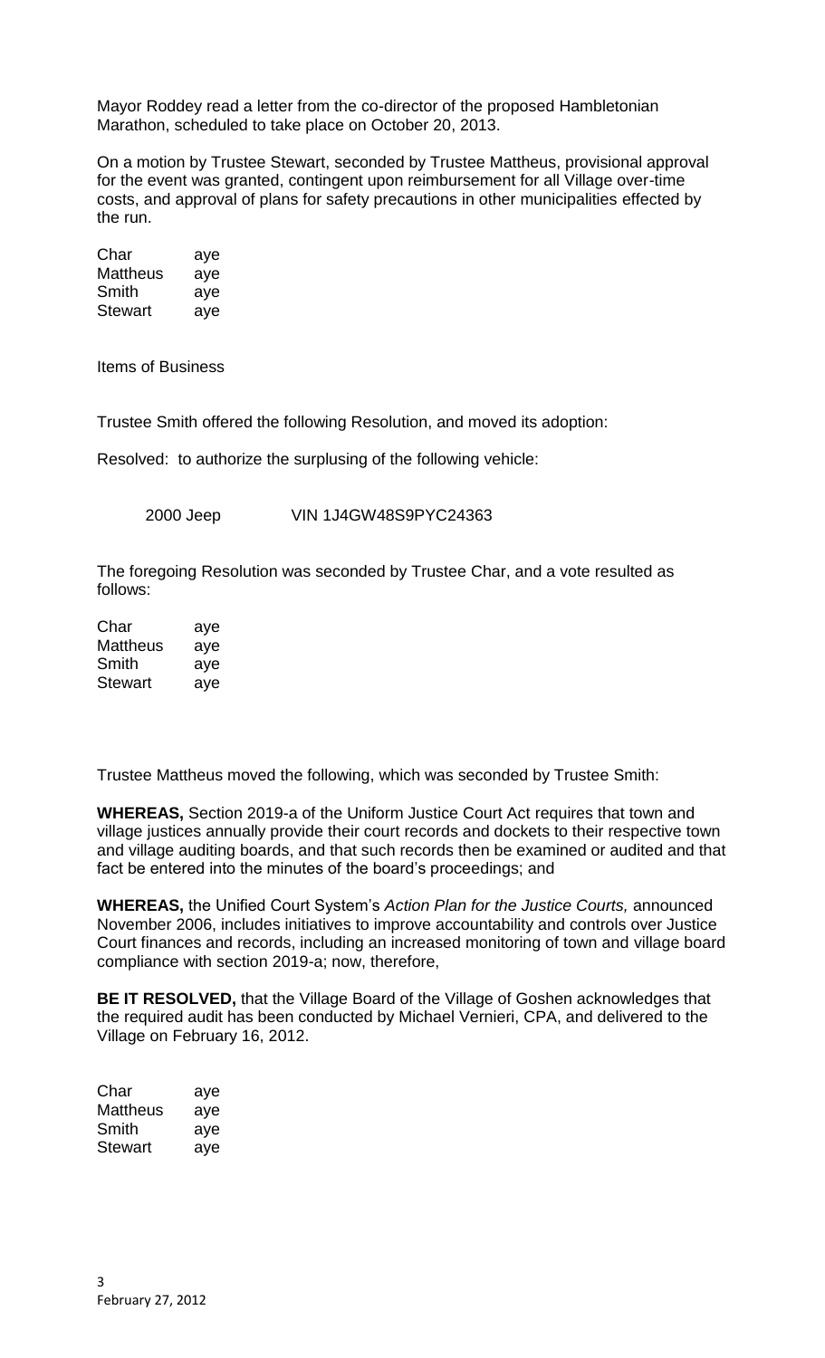Mayor Roddey read a letter from the co-director of the proposed Hambletonian Marathon, scheduled to take place on October 20, 2013.

On a motion by Trustee Stewart, seconded by Trustee Mattheus, provisional approval for the event was granted, contingent upon reimbursement for all Village over-time costs, and approval of plans for safety precautions in other municipalities effected by the run.

| | |
|---|---|
| Char | aye |
| Mattheus | aye |
| Smith | aye |
| Stewart | aye |

Items of Business

Trustee Smith offered the following Resolution, and moved its adoption:

Resolved: to authorize the surplusing of the following vehicle:

2000 Jeep VIN 1J4GW48S9PYC24363

The foregoing Resolution was seconded by Trustee Char, and a vote resulted as follows:

| | |
|---|---|
| Char | aye |
| Mattheus | aye |
| Smith | aye |
| Stewart | aye |

Trustee Mattheus moved the following, which was seconded by Trustee Smith:

**WHEREAS,** Section 2019-a of the Uniform Justice Court Act requires that town and village justices annually provide their court records and dockets to their respective town and village auditing boards, and that such records then be examined or audited and that fact be entered into the minutes of the board's proceedings; and

**WHEREAS,** the Unified Court System's *Action Plan for the Justice Courts,* announced November 2006, includes initiatives to improve accountability and controls over Justice Court finances and records, including an increased monitoring of town and village board compliance with section 2019-a; now, therefore,

**BE IT RESOLVED,** that the Village Board of the Village of Goshen acknowledges that the required audit has been conducted by Michael Vernieri, CPA, and delivered to the Village on February 16, 2012.

| | |
|---|---|
| Char | aye |
| Mattheus | aye |
| Smith | aye |
| Stewart | aye |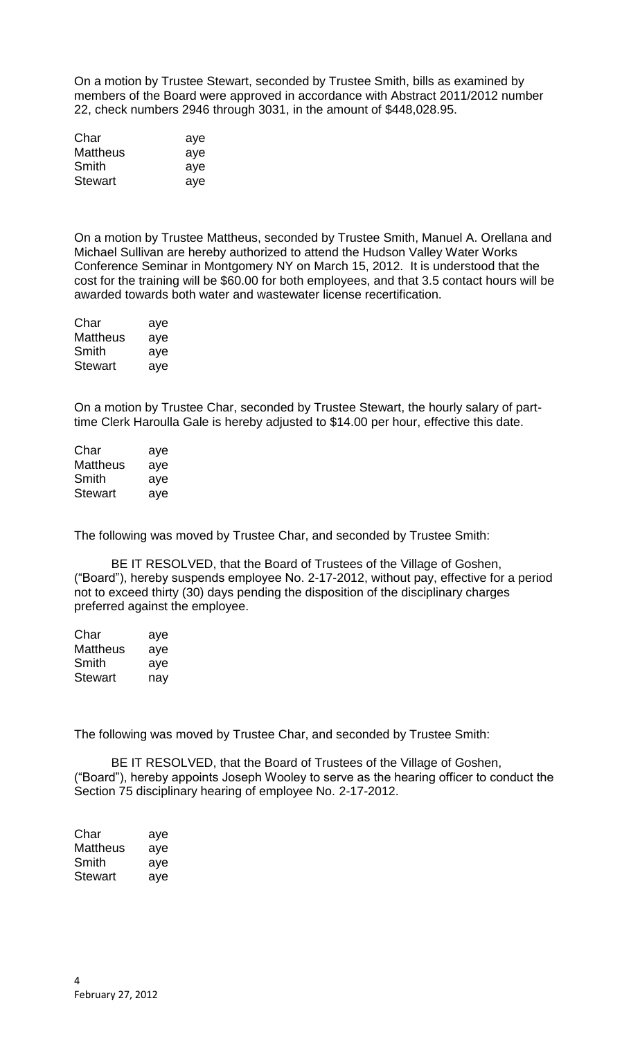On a motion by Trustee Stewart, seconded by Trustee Smith, bills as examined by members of the Board were approved in accordance with Abstract 2011/2012 number 22, check numbers 2946 through 3031, in the amount of $448,028.95.

| | |
|---|---|
| Char | aye |
| Mattheus | aye |
| Smith | aye |
| Stewart | aye |

On a motion by Trustee Mattheus, seconded by Trustee Smith, Manuel A. Orellana and Michael Sullivan are hereby authorized to attend the Hudson Valley Water Works Conference Seminar in Montgomery NY on March 15, 2012. It is understood that the cost for the training will be $60.00 for both employees, and that 3.5 contact hours will be awarded towards both water and wastewater license recertification.

| | |
|---|---|
| Char | aye |
| Mattheus | aye |
| Smith | aye |
| Stewart | aye |

On a motion by Trustee Char, seconded by Trustee Stewart, the hourly salary of part-time Clerk Haroulla Gale is hereby adjusted to $14.00 per hour, effective this date.

| | |
|---|---|
| Char | aye |
| Mattheus | aye |
| Smith | aye |
| Stewart | aye |

The following was moved by Trustee Char, and seconded by Trustee Smith:

BE IT RESOLVED, that the Board of Trustees of the Village of Goshen, ("Board"), hereby suspends employee No. 2-17-2012, without pay, effective for a period not to exceed thirty (30) days pending the disposition of the disciplinary charges preferred against the employee.

| | |
|---|---|
| Char | aye |
| Mattheus | aye |
| Smith | aye |
| Stewart | nay |

The following was moved by Trustee Char, and seconded by Trustee Smith:

BE IT RESOLVED, that the Board of Trustees of the Village of Goshen, ("Board"), hereby appoints Joseph Wooley to serve as the hearing officer to conduct the Section 75 disciplinary hearing of employee No. 2-17-2012.

| | |
|---|---|
| Char | aye |
| Mattheus | aye |
| Smith | aye |
| Stewart | aye |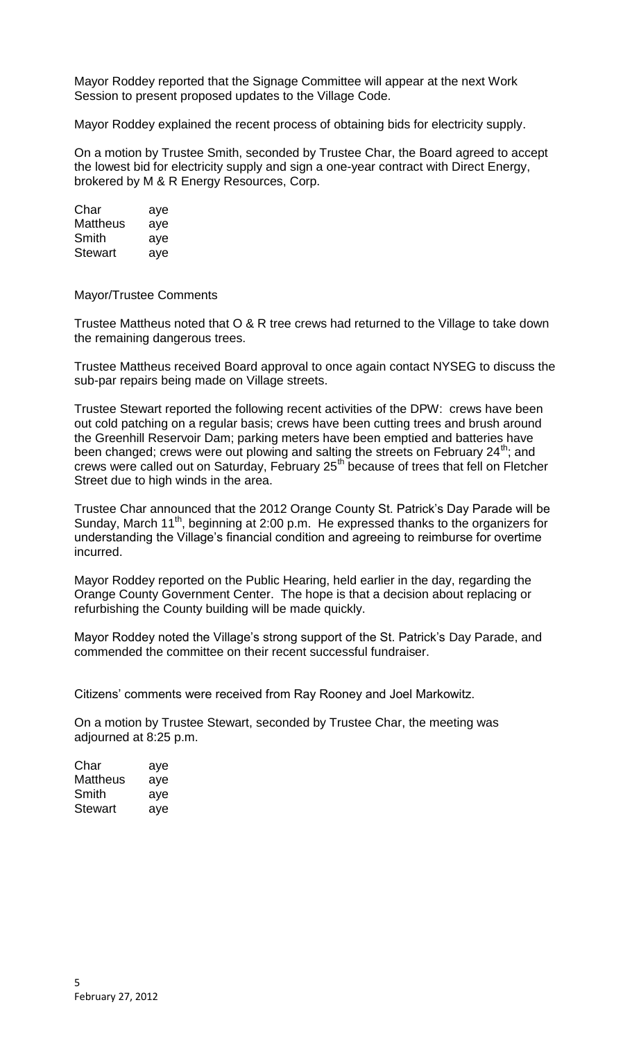Mayor Roddey reported that the Signage Committee will appear at the next Work Session to present proposed updates to the Village Code.

Mayor Roddey explained the recent process of obtaining bids for electricity supply.

On a motion by Trustee Smith, seconded by Trustee Char, the Board agreed to accept the lowest bid for electricity supply and sign a one-year contract with Direct Energy, brokered by M & R Energy Resources, Corp.

| | |
|---|---|
| Char | aye |
| Mattheus | aye |
| Smith | aye |
| Stewart | aye |

Mayor/Trustee Comments

Trustee Mattheus noted that O & R tree crews had returned to the Village to take down the remaining dangerous trees.

Trustee Mattheus received Board approval to once again contact NYSEG to discuss the sub-par repairs being made on Village streets.

Trustee Stewart reported the following recent activities of the DPW: crews have been out cold patching on a regular basis; crews have been cutting trees and brush around the Greenhill Reservoir Dam; parking meters have been emptied and batteries have been changed; crews were out plowing and salting the streets on February 24th; and crews were called out on Saturday, February 25th because of trees that fell on Fletcher Street due to high winds in the area.

Trustee Char announced that the 2012 Orange County St. Patrick's Day Parade will be Sunday, March 11th, beginning at 2:00 p.m. He expressed thanks to the organizers for understanding the Village's financial condition and agreeing to reimburse for overtime incurred.

Mayor Roddey reported on the Public Hearing, held earlier in the day, regarding the Orange County Government Center. The hope is that a decision about replacing or refurbishing the County building will be made quickly.

Mayor Roddey noted the Village's strong support of the St. Patrick's Day Parade, and commended the committee on their recent successful fundraiser.

Citizens' comments were received from Ray Rooney and Joel Markowitz.

On a motion by Trustee Stewart, seconded by Trustee Char, the meeting was adjourned at 8:25 p.m.

| | |
|---|---|
| Char | aye |
| Mattheus | aye |
| Smith | aye |
| Stewart | aye |